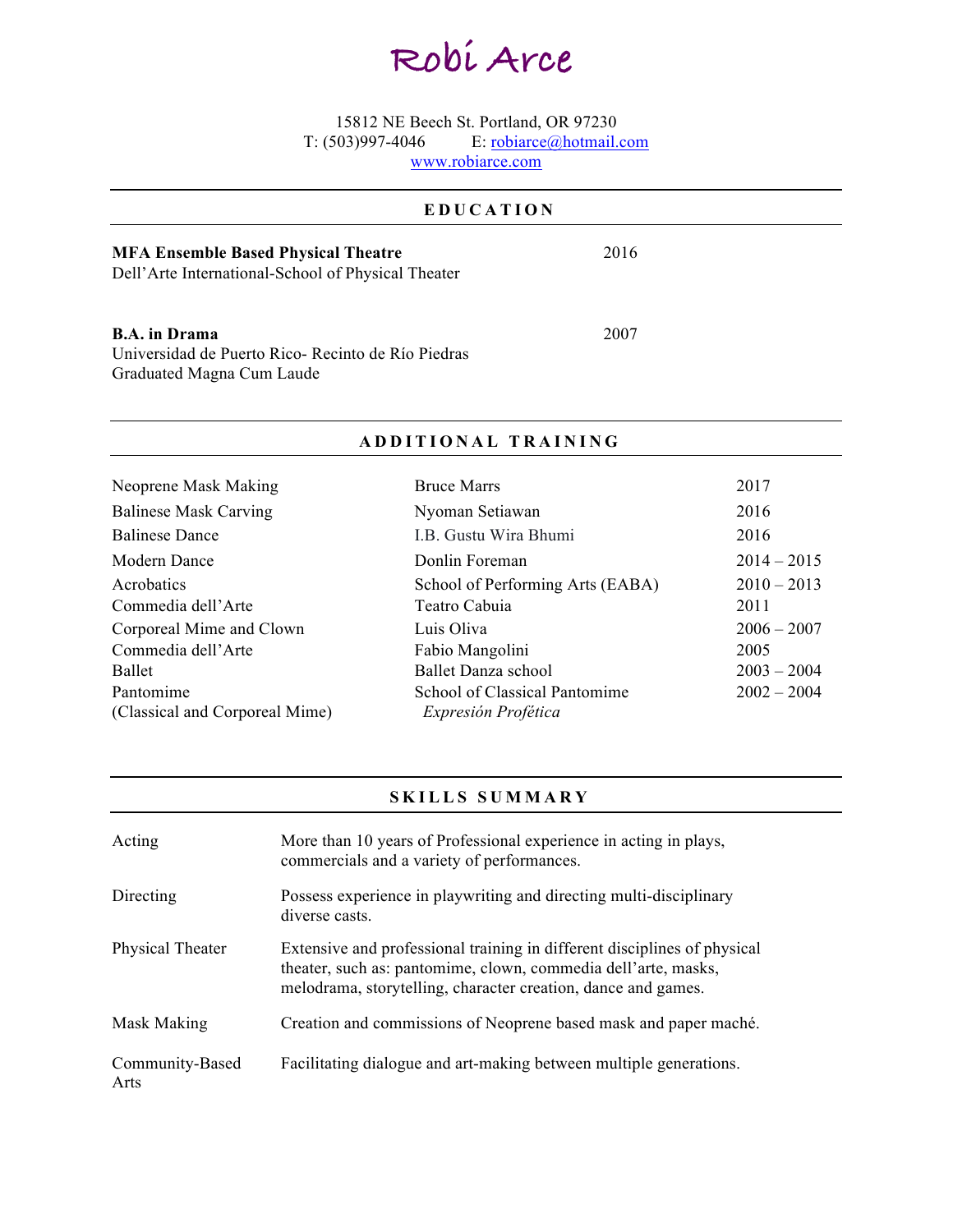# Robi Arce

15812 NE Beech St. Portland, OR 97230
T: (503)997-4046 E: robiarce@hotmail.com
www.robiarce.com

## EDUCATION

**MFA Ensemble Based Physical Theatre** 2016
Dell'Arte International-School of Physical Theater

**B.A. in Drama** 2007
Universidad de Puerto Rico- Recinto de Río Piedras
Graduated Magna Cum Laude

## ADDITIONAL TRAINING

| | | |
|---|---|---|
| Neoprene Mask Making | Bruce Marrs | 2017 |
| Balinese Mask Carving | Nyoman Setiawan | 2016 |
| Balinese Dance | I.B. Gustu Wira Bhumi | 2016 |
| Modern Dance | Donlin Foreman | 2014 – 2015 |
| Acrobatics | School of Performing Arts (EABA) | 2010 – 2013 |
| Commedia dell'Arte | Teatro Cabuia | 2011 |
| Corporeal Mime and Clown | Luis Oliva | 2006 – 2007 |
| Commedia dell'Arte | Fabio Mangolini | 2005 |
| Ballet | Ballet Danza school | 2003 – 2004 |
| Pantomime (Classical and Corporeal Mime) | School of Classical Pantomime *Expresión Profética* | 2002 – 2004 |

## SKILLS SUMMARY

| | |
|---|---|
| Acting | More than 10 years of Professional experience in acting in plays, commercials and a variety of performances. |
| Directing | Possess experience in playwriting and directing multi-disciplinary diverse casts. |
| Physical Theater | Extensive and professional training in different disciplines of physical theater, such as: pantomime, clown, commedia dell'arte, masks, melodrama, storytelling, character creation, dance and games. |
| Mask Making | Creation and commissions of Neoprene based mask and paper maché. |
| Community-Based Arts | Facilitating dialogue and art-making between multiple generations. |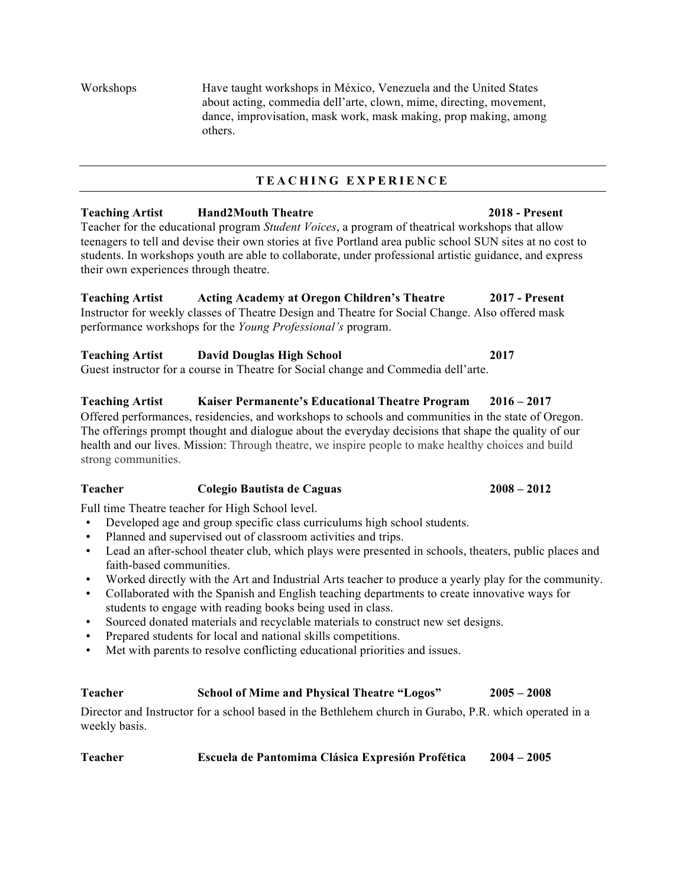Workshops — Have taught workshops in México, Venezuela and the United States about acting, commedia dell'arte, clown, mime, directing, movement, dance, improvisation, mask work, mask making, prop making, among others.

---

## T E A C H I N G   E X P E R I E N C E

---

**Teaching Artist — Hand2Mouth Theatre — 2018 - Present**

Teacher for the educational program *Student Voices*, a program of theatrical workshops that allow teenagers to tell and devise their own stories at five Portland area public school SUN sites at no cost to students. In workshops youth are able to collaborate, under professional artistic guidance, and express their own experiences through theatre.

**Teaching Artist — Acting Academy at Oregon Children's Theatre — 2017 - Present**

Instructor for weekly classes of Theatre Design and Theatre for Social Change. Also offered mask performance workshops for the *Young Professional's* program.

**Teaching Artist — David Douglas High School — 2017**

Guest instructor for a course in Theatre for Social change and Commedia dell'arte.

**Teaching Artist — Kaiser Permanente's Educational Theatre Program — 2016 – 2017**

Offered performances, residencies, and workshops to schools and communities in the state of Oregon. The offerings prompt thought and dialogue about the everyday decisions that shape the quality of our health and our lives. Mission: Through theatre, we inspire people to make healthy choices and build strong communities.

**Teacher — Colegio Bautista de Caguas — 2008 – 2012**

Full time Theatre teacher for High School level.

- Developed age and group specific class curriculums high school students.
- Planned and supervised out of classroom activities and trips.
- Lead an after-school theater club, which plays were presented in schools, theaters, public places and faith-based communities.
- Worked directly with the Art and Industrial Arts teacher to produce a yearly play for the community.
- Collaborated with the Spanish and English teaching departments to create innovative ways for students to engage with reading books being used in class.
- Sourced donated materials and recyclable materials to construct new set designs.
- Prepared students for local and national skills competitions.
- Met with parents to resolve conflicting educational priorities and issues.

**Teacher — School of Mime and Physical Theatre "Logos" — 2005 – 2008**

Director and Instructor for a school based in the Bethlehem church in Gurabo, P.R. which operated in a weekly basis.

**Teacher — Escuela de Pantomima Clásica Expresión Profética — 2004 – 2005**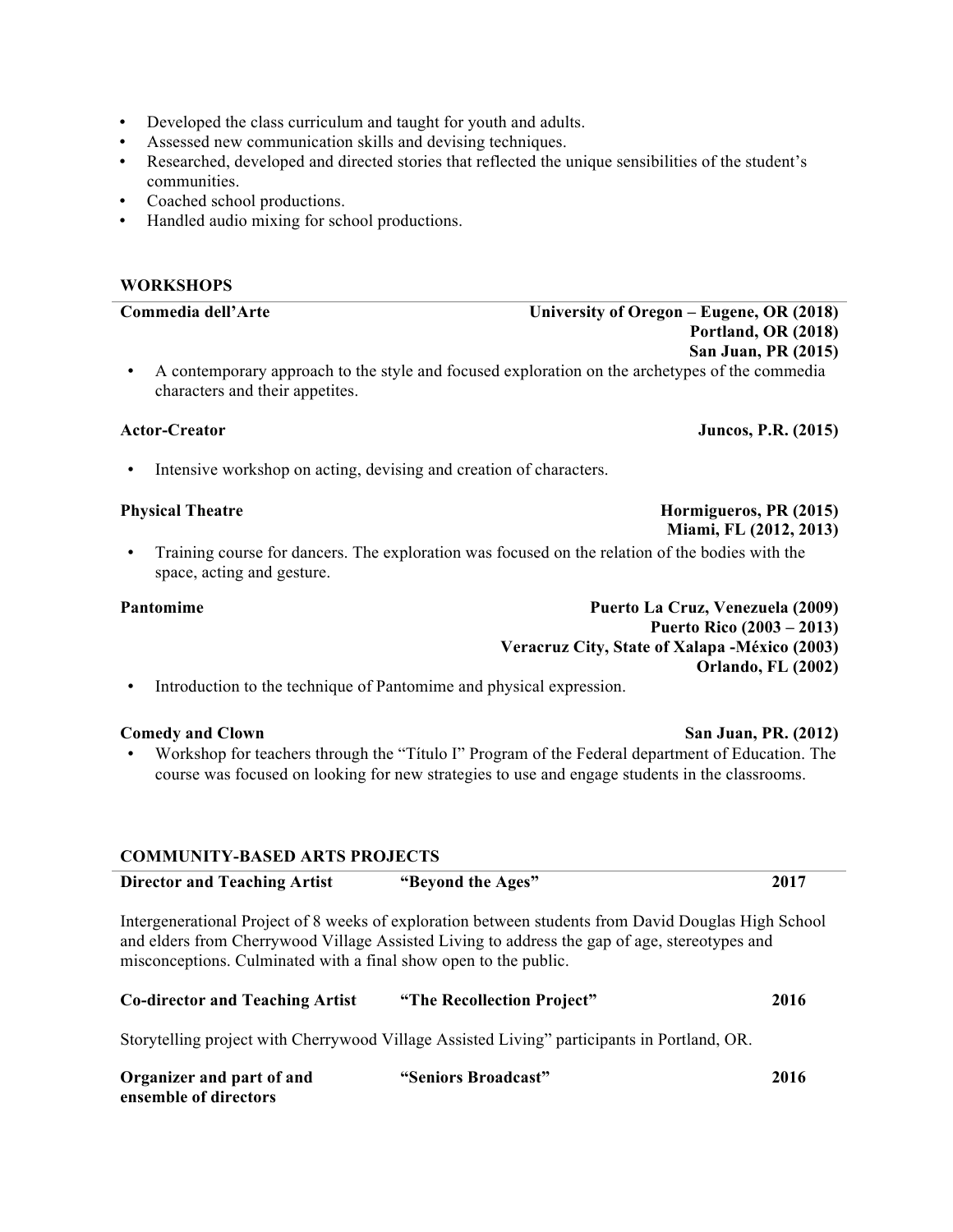- Developed the class curriculum and taught for youth and adults.
- Assessed new communication skills and devising techniques.
- Researched, developed and directed stories that reflected the unique sensibilities of the student's communities.
- Coached school productions.
- Handled audio mixing for school productions.

## WORKSHOPS

**Commedia dell'Arte** — **University of Oregon – Eugene, OR (2018)**
**Portland, OR (2018)**
**San Juan, PR (2015)**

- A contemporary approach to the style and focused exploration on the archetypes of the commedia characters and their appetites.

**Actor-Creator** — **Juncos, P.R. (2015)**

- Intensive workshop on acting, devising and creation of characters.

**Physical Theatre** — **Hormigueros, PR (2015)**
**Miami, FL (2012, 2013)**

- Training course for dancers. The exploration was focused on the relation of the bodies with the space, acting and gesture.

**Pantomime** — **Puerto La Cruz, Venezuela (2009)**
**Puerto Rico (2003 – 2013)**
**Veracruz City, State of Xalapa -México (2003)**
**Orlando, FL (2002)**

- Introduction to the technique of Pantomime and physical expression.

**Comedy and Clown** — **San Juan, PR. (2012)**

- Workshop for teachers through the "Título I" Program of the Federal department of Education. The course was focused on looking for new strategies to use and engage students in the classrooms.

## COMMUNITY-BASED ARTS PROJECTS

**Director and Teaching Artist** — **"Beyond the Ages"** — **2017**

Intergenerational Project of 8 weeks of exploration between students from David Douglas High School and elders from Cherrywood Village Assisted Living to address the gap of age, stereotypes and misconceptions. Culminated with a final show open to the public.

**Co-director and Teaching Artist** — **"The Recollection Project"** — **2016**

Storytelling project with Cherrywood Village Assisted Living" participants in Portland, OR.

**Organizer and part of and ensemble of directors** — **"Seniors Broadcast"** — **2016**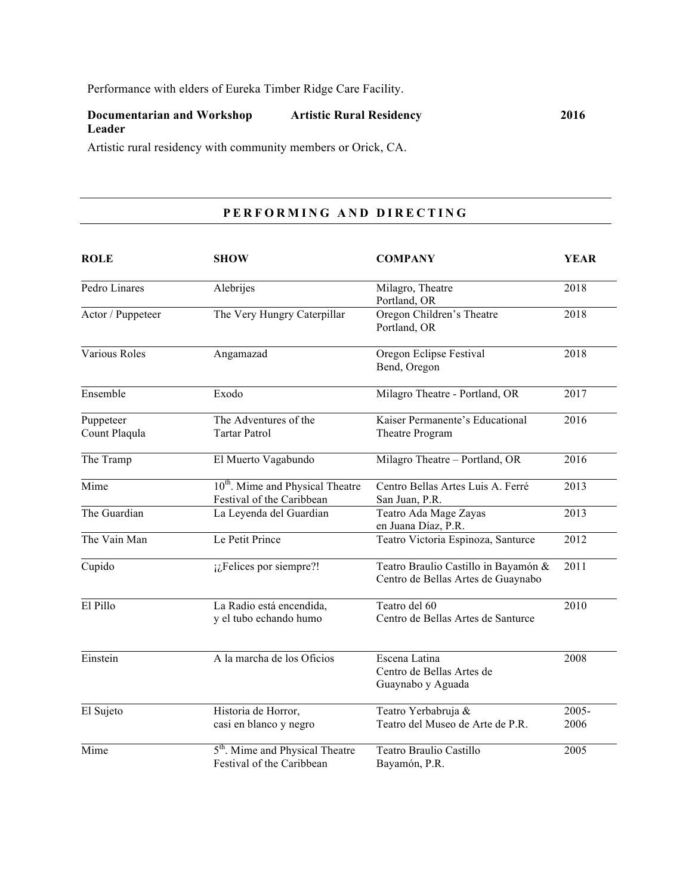Performance with elders of Eureka Timber Ridge Care Facility.

**Documentarian and Workshop Leader** | **Artistic Rural Residency** | **2016**

Artistic rural residency with community members or Orick, CA.

## PERFORMING AND DIRECTING

| **ROLE** | **SHOW** | **COMPANY** | **YEAR** |
|---|---|---|---|
| Pedro Linares | Alebrijes | Milagro, Theatre Portland, OR | 2018 |
| Actor / Puppeteer | The Very Hungry Caterpillar | Oregon Children's Theatre Portland, OR | 2018 |
| Various Roles | Angamazad | Oregon Eclipse Festival Bend, Oregon | 2018 |
| Ensemble | Exodo | Milagro Theatre - Portland, OR | 2017 |
| Puppeteer Count Plaqula | The Adventures of the Tartar Patrol | Kaiser Permanente's Educational Theatre Program | 2016 |
| The Tramp | El Muerto Vagabundo | Milagro Theatre – Portland, OR | 2016 |
| Mime | 10th. Mime and Physical Theatre Festival of the Caribbean | Centro Bellas Artes Luis A. Ferré San Juan, P.R. | 2013 |
| The Guardian | La Leyenda del Guardian | Teatro Ada Mage Zayas en Juana Díaz, P.R. | 2013 |
| The Vain Man | Le Petit Prince | Teatro Victoria Espinoza, Santurce | 2012 |
| Cupido | ¡¿Felices por siempre?! | Teatro Braulio Castillo in Bayamón & Centro de Bellas Artes de Guaynabo | 2011 |
| El Pillo | La Radio está encendida, y el tubo echando humo | Teatro del 60 Centro de Bellas Artes de Santurce | 2010 |
| Einstein | A la marcha de los Oficios | Escena Latina Centro de Bellas Artes de Guaynabo y Aguada | 2008 |
| El Sujeto | Historia de Horror, casi en blanco y negro | Teatro Yerbabruja & Teatro del Museo de Arte de P.R. | 2005-2006 |
| Mime | 5th. Mime and Physical Theatre Festival of the Caribbean | Teatro Braulio Castillo Bayamón, P.R. | 2005 |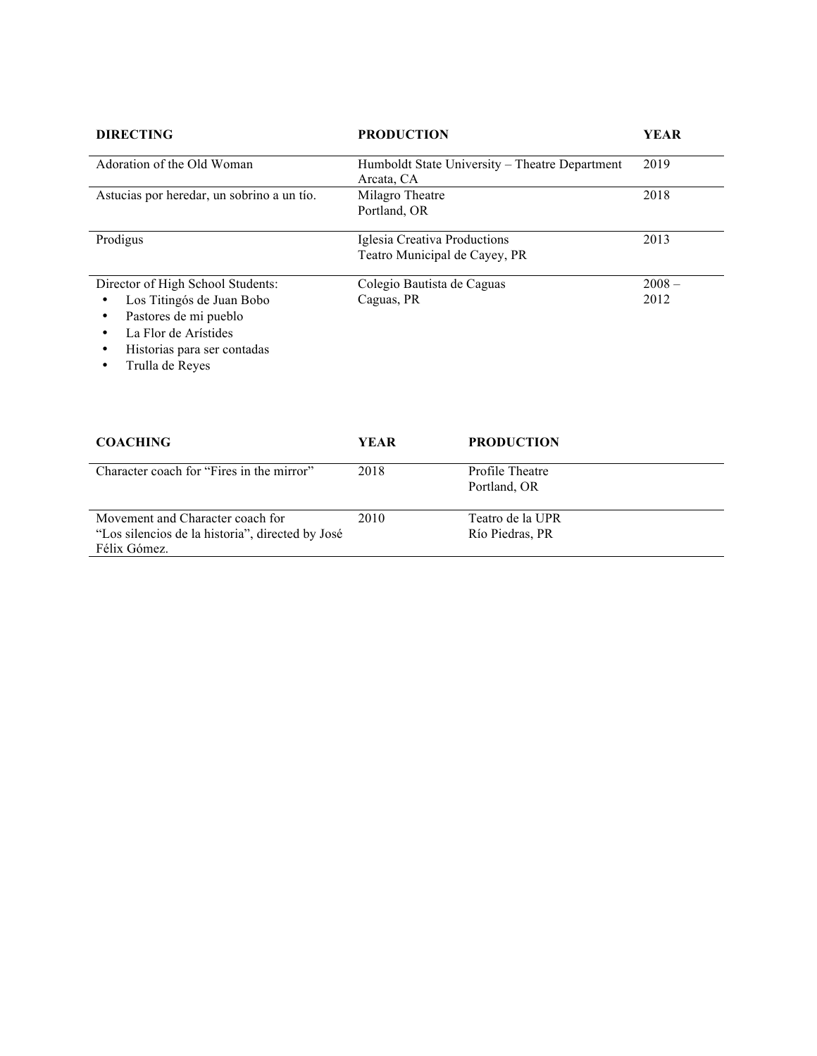| DIRECTING | PRODUCTION | YEAR |
|---|---|---|
| Adoration of the Old Woman | Humboldt State University – Theatre Department<br>Arcata, CA | 2019 |
| Astucias por heredar, un sobrino a un tío. | Milagro Theatre<br>Portland, OR | 2018 |
| Prodigus | Iglesia Creativa Productions<br>Teatro Municipal de Cayey, PR | 2013 |
| Director of High School Students:<br>• Los Titingós de Juan Bobo<br>• Pastores de mi pueblo<br>• La Flor de Arístides<br>• Historias para ser contadas<br>• Trulla de Reyes | Colegio Bautista de Caguas<br>Caguas, PR | 2008 – 2012 |

| COACHING | YEAR | PRODUCTION |
|---|---|---|
| Character coach for "Fires in the mirror" | 2018 | Profile Theatre<br>Portland, OR |
| Movement and Character coach for "Los silencios de la historia", directed by José Félix Gómez. | 2010 | Teatro de la UPR<br>Río Piedras, PR |